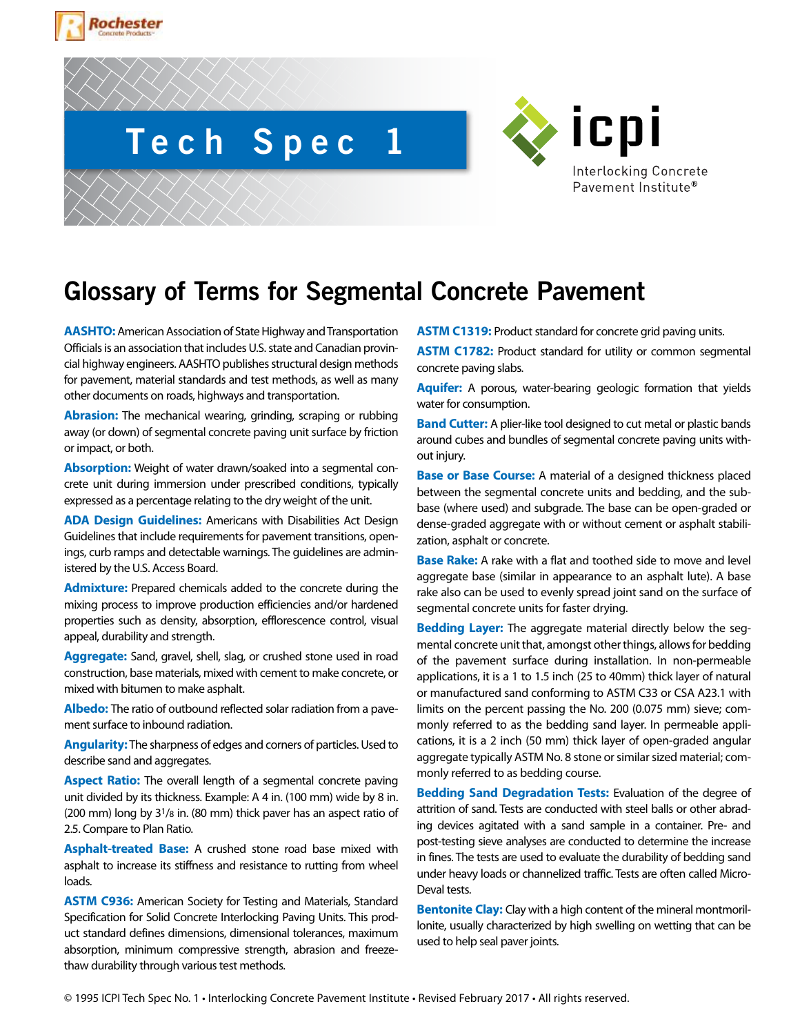Tech Spec 1

icpi Interlocking Concrete Pavement Institute®

# Glossary of Terms for Segmental Concrete Pavement

**AASHTO:** American Association of State Highway and Transportation Officials is an association that includes U.S. state and Canadian provincial highway engineers. AASHTO publishes structural design methods for pavement, material standards and test methods, as well as many other documents on roads, highways and transportation.

**Abrasion:** The mechanical wearing, grinding, scraping or rubbing away (or down) of segmental concrete paving unit surface by friction or impact, or both.

**Absorption:** Weight of water drawn/soaked into a segmental concrete unit during immersion under prescribed conditions, typically expressed as a percentage relating to the dry weight of the unit.

**ADA Design Guidelines:** Americans with Disabilities Act Design Guidelines that include requirements for pavement transitions, openings, curb ramps and detectable warnings. The guidelines are administered by the U.S. Access Board.

**Admixture:** Prepared chemicals added to the concrete during the mixing process to improve production efficiencies and/or hardened properties such as density, absorption, efflorescence control, visual appeal, durability and strength.

**Aggregate:** Sand, gravel, shell, slag, or crushed stone used in road construction, base materials, mixed with cement to make concrete, or mixed with bitumen to make asphalt.

**Albedo:** The ratio of outbound reflected solar radiation from a pavement surface to inbound radiation.

**Angularity:** The sharpness of edges and corners of particles. Used to describe sand and aggregates.

**Aspect Ratio:** The overall length of a segmental concrete paving unit divided by its thickness. Example: A 4 in. (100 mm) wide by 8 in. (200 mm) long by 3 1/8 in. (80 mm) thick paver has an aspect ratio of 2.5. Compare to Plan Ratio.

**Asphalt-treated Base:** A crushed stone road base mixed with asphalt to increase its stiffness and resistance to rutting from wheel loads.

**ASTM C936:** American Society for Testing and Materials, Standard Specification for Solid Concrete Interlocking Paving Units. This product standard defines dimensions, dimensional tolerances, maximum absorption, minimum compressive strength, abrasion and freeze-thaw durability through various test methods.

**ASTM C1319:** Product standard for concrete grid paving units.

**ASTM C1782:** Product standard for utility or common segmental concrete paving slabs.

**Aquifer:** A porous, water-bearing geologic formation that yields water for consumption.

**Band Cutter:** A plier-like tool designed to cut metal or plastic bands around cubes and bundles of segmental concrete paving units without injury.

**Base or Base Course:** A material of a designed thickness placed between the segmental concrete units and bedding, and the subbase (where used) and subgrade. The base can be open-graded or dense-graded aggregate with or without cement or asphalt stabilization, asphalt or concrete.

**Base Rake:** A rake with a flat and toothed side to move and level aggregate base (similar in appearance to an asphalt lute). A base rake also can be used to evenly spread joint sand on the surface of segmental concrete units for faster drying.

**Bedding Layer:** The aggregate material directly below the segmental concrete unit that, amongst other things, allows for bedding of the pavement surface during installation. In non-permeable applications, it is a 1 to 1.5 inch (25 to 40mm) thick layer of natural or manufactured sand conforming to ASTM C33 or CSA A23.1 with limits on the percent passing the No. 200 (0.075 mm) sieve; commonly referred to as the bedding sand layer. In permeable applications, it is a 2 inch (50 mm) thick layer of open-graded angular aggregate typically ASTM No. 8 stone or similar sized material; commonly referred to as bedding course.

**Bedding Sand Degradation Tests:** Evaluation of the degree of attrition of sand. Tests are conducted with steel balls or other abrading devices agitated with a sand sample in a container. Pre- and post-testing sieve analyses are conducted to determine the increase in fines. The tests are used to evaluate the durability of bedding sand under heavy loads or channelized traffic. Tests are often called Micro-Deval tests.

**Bentonite Clay:** Clay with a high content of the mineral montmorillonite, usually characterized by high swelling on wetting that can be used to help seal paver joints.

© 1995 ICPI Tech Spec No. 1 • Interlocking Concrete Pavement Institute • Revised February 2017 • All rights reserved.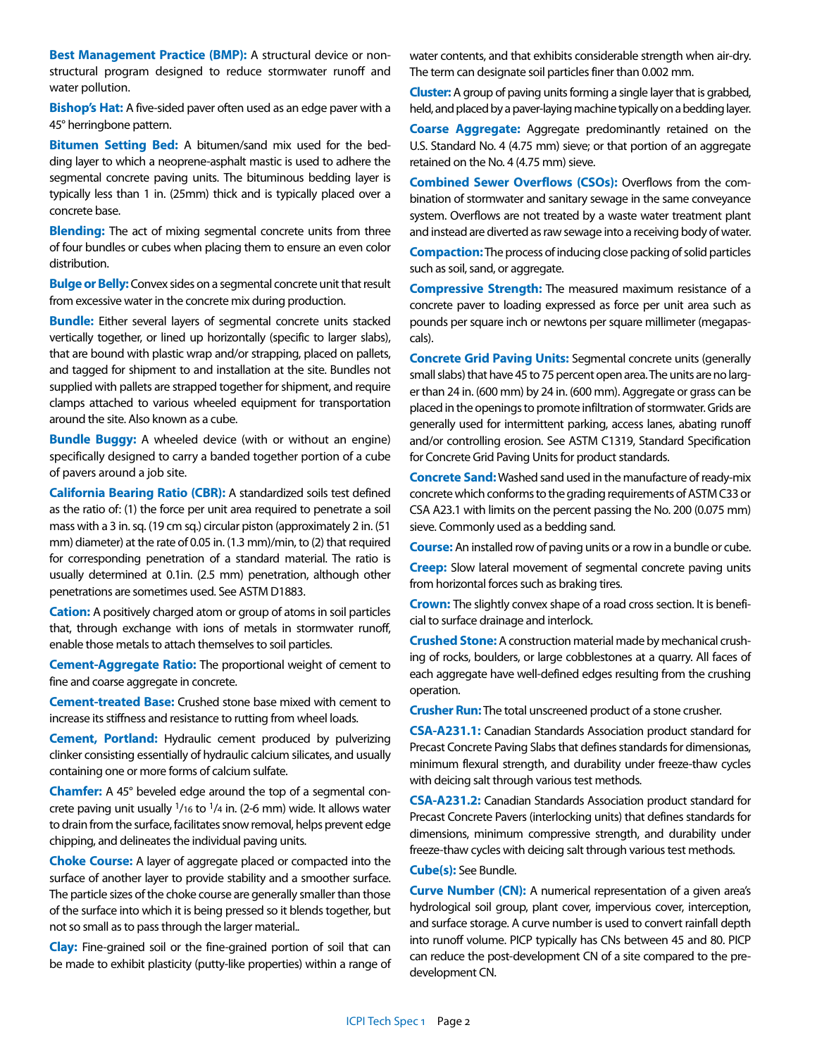**Best Management Practice (BMP):** A structural device or non-structural program designed to reduce stormwater runoff and water pollution.

**Bishop's Hat:** A five-sided paver often used as an edge paver with a 45° herringbone pattern.

**Bitumen Setting Bed:** A bitumen/sand mix used for the bedding layer to which a neoprene-asphalt mastic is used to adhere the segmental concrete paving units. The bituminous bedding layer is typically less than 1 in. (25mm) thick and is typically placed over a concrete base.

**Blending:** The act of mixing segmental concrete units from three of four bundles or cubes when placing them to ensure an even color distribution.

**Bulge or Belly:** Convex sides on a segmental concrete unit that result from excessive water in the concrete mix during production.

**Bundle:** Either several layers of segmental concrete units stacked vertically together, or lined up horizontally (specific to larger slabs), that are bound with plastic wrap and/or strapping, placed on pallets, and tagged for shipment to and installation at the site. Bundles not supplied with pallets are strapped together for shipment, and require clamps attached to various wheeled equipment for transportation around the site. Also known as a cube.

**Bundle Buggy:** A wheeled device (with or without an engine) specifically designed to carry a banded together portion of a cube of pavers around a job site.

**California Bearing Ratio (CBR):** A standardized soils test defined as the ratio of: (1) the force per unit area required to penetrate a soil mass with a 3 in. sq. (19 cm sq.) circular piston (approximately 2 in. (51 mm) diameter) at the rate of 0.05 in. (1.3 mm)/min, to (2) that required for corresponding penetration of a standard material. The ratio is usually determined at 0.1in. (2.5 mm) penetration, although other penetrations are sometimes used. See ASTM D1883.

**Cation:** A positively charged atom or group of atoms in soil particles that, through exchange with ions of metals in stormwater runoff, enable those metals to attach themselves to soil particles.

**Cement-Aggregate Ratio:** The proportional weight of cement to fine and coarse aggregate in concrete.

**Cement-treated Base:** Crushed stone base mixed with cement to increase its stiffness and resistance to rutting from wheel loads.

**Cement, Portland:** Hydraulic cement produced by pulverizing clinker consisting essentially of hydraulic calcium silicates, and usually containing one or more forms of calcium sulfate.

**Chamfer:** A 45° beveled edge around the top of a segmental concrete paving unit usually $^{1}/_{16}$ to $^{1}/_{4}$ in. (2-6 mm) wide. It allows water to drain from the surface, facilitates snow removal, helps prevent edge chipping, and delineates the individual paving units.

**Choke Course:** A layer of aggregate placed or compacted into the surface of another layer to provide stability and a smoother surface. The particle sizes of the choke course are generally smaller than those of the surface into which it is being pressed so it blends together, but not so small as to pass through the larger material..

**Clay:** Fine-grained soil or the fine-grained portion of soil that can be made to exhibit plasticity (putty-like properties) within a range of water contents, and that exhibits considerable strength when air-dry. The term can designate soil particles finer than 0.002 mm.

**Cluster:** A group of paving units forming a single layer that is grabbed, held, and placed by a paver-laying machine typically on a bedding layer.

**Coarse Aggregate:** Aggregate predominantly retained on the U.S. Standard No. 4 (4.75 mm) sieve; or that portion of an aggregate retained on the No. 4 (4.75 mm) sieve.

**Combined Sewer Overflows (CSOs):** Overflows from the combination of stormwater and sanitary sewage in the same conveyance system. Overflows are not treated by a waste water treatment plant and instead are diverted as raw sewage into a receiving body of water.

**Compaction:** The process of inducing close packing of solid particles such as soil, sand, or aggregate.

**Compressive Strength:** The measured maximum resistance of a concrete paver to loading expressed as force per unit area such as pounds per square inch or newtons per square millimeter (megapascals).

**Concrete Grid Paving Units:** Segmental concrete units (generally small slabs) that have 45 to 75 percent open area. The units are no larger than 24 in. (600 mm) by 24 in. (600 mm). Aggregate or grass can be placed in the openings to promote infiltration of stormwater. Grids are generally used for intermittent parking, access lanes, abating runoff and/or controlling erosion. See ASTM C1319, Standard Specification for Concrete Grid Paving Units for product standards.

**Concrete Sand:** Washed sand used in the manufacture of ready-mix concrete which conforms to the grading requirements of ASTM C33 or CSA A23.1 with limits on the percent passing the No. 200 (0.075 mm) sieve. Commonly used as a bedding sand.

**Course:** An installed row of paving units or a row in a bundle or cube.

**Creep:** Slow lateral movement of segmental concrete paving units from horizontal forces such as braking tires.

**Crown:** The slightly convex shape of a road cross section. It is beneficial to surface drainage and interlock.

**Crushed Stone:** A construction material made by mechanical crushing of rocks, boulders, or large cobblestones at a quarry. All faces of each aggregate have well-defined edges resulting from the crushing operation.

**Crusher Run:** The total unscreened product of a stone crusher.

**CSA-A231.1:** Canadian Standards Association product standard for Precast Concrete Paving Slabs that defines standards for dimensionas, minimum flexural strength, and durability under freeze-thaw cycles with deicing salt through various test methods.

**CSA-A231.2:** Canadian Standards Association product standard for Precast Concrete Pavers (interlocking units) that defines standards for dimensions, minimum compressive strength, and durability under freeze-thaw cycles with deicing salt through various test methods.

**Cube(s):** See Bundle.

**Curve Number (CN):** A numerical representation of a given area's hydrological soil group, plant cover, impervious cover, interception, and surface storage. A curve number is used to convert rainfall depth into runoff volume. PICP typically has CNs between 45 and 80. PICP can reduce the post-development CN of a site compared to the pre-development CN.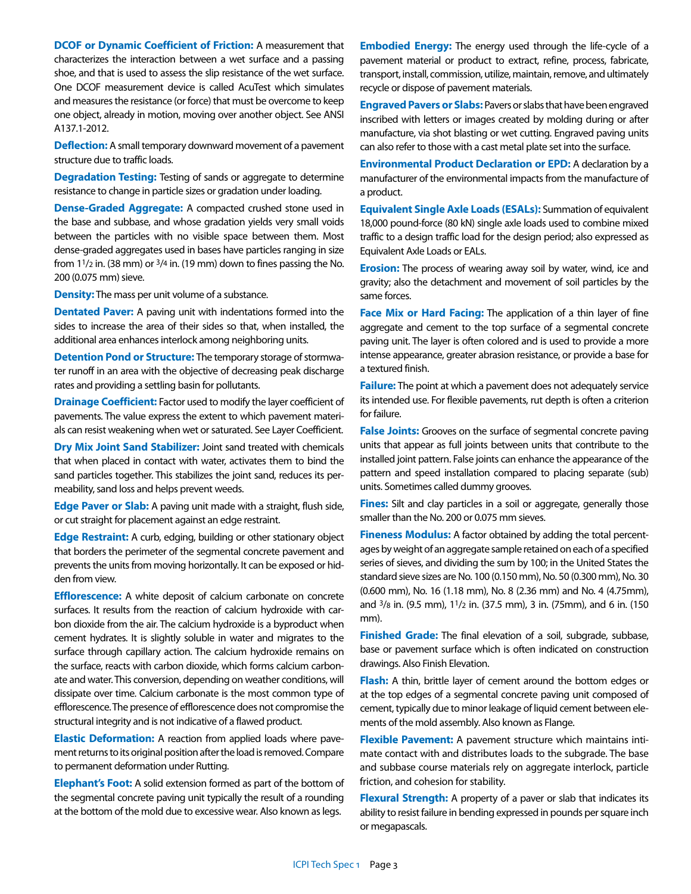**DCOF or Dynamic Coefficient of Friction:** A measurement that characterizes the interaction between a wet surface and a passing shoe, and that is used to assess the slip resistance of the wet surface. One DCOF measurement device is called AcuTest which simulates and measures the resistance (or force) that must be overcome to keep one object, already in motion, moving over another object. See ANSI A137.1-2012.

**Deflection:** A small temporary downward movement of a pavement structure due to traffic loads.

**Degradation Testing:** Testing of sands or aggregate to determine resistance to change in particle sizes or gradation under loading.

**Dense-Graded Aggregate:** A compacted crushed stone used in the base and subbase, and whose gradation yields very small voids between the particles with no visible space between them. Most dense-graded aggregates used in bases have particles ranging in size from 1$^{1}/_{2}$ in. (38 mm) or $^{3}/_{4}$ in. (19 mm) down to fines passing the No. 200 (0.075 mm) sieve.

**Density:** The mass per unit volume of a substance.

**Dentated Paver:** A paving unit with indentations formed into the sides to increase the area of their sides so that, when installed, the additional area enhances interlock among neighboring units.

**Detention Pond or Structure:** The temporary storage of stormwater runoff in an area with the objective of decreasing peak discharge rates and providing a settling basin for pollutants.

**Drainage Coefficient:** Factor used to modify the layer coefficient of pavements. The value express the extent to which pavement materials can resist weakening when wet or saturated. See Layer Coefficient.

**Dry Mix Joint Sand Stabilizer:** Joint sand treated with chemicals that when placed in contact with water, activates them to bind the sand particles together. This stabilizes the joint sand, reduces its permeability, sand loss and helps prevent weeds.

**Edge Paver or Slab:** A paving unit made with a straight, flush side, or cut straight for placement against an edge restraint.

**Edge Restraint:** A curb, edging, building or other stationary object that borders the perimeter of the segmental concrete pavement and prevents the units from moving horizontally. It can be exposed or hidden from view.

**Efflorescence:** A white deposit of calcium carbonate on concrete surfaces. It results from the reaction of calcium hydroxide with carbon dioxide from the air. The calcium hydroxide is a byproduct when cement hydrates. It is slightly soluble in water and migrates to the surface through capillary action. The calcium hydroxide remains on the surface, reacts with carbon dioxide, which forms calcium carbonate and water. This conversion, depending on weather conditions, will dissipate over time. Calcium carbonate is the most common type of efflorescence. The presence of efflorescence does not compromise the structural integrity and is not indicative of a flawed product.

**Elastic Deformation:** A reaction from applied loads where pavement returns to its original position after the load is removed. Compare to permanent deformation under Rutting.

**Elephant's Foot:** A solid extension formed as part of the bottom of the segmental concrete paving unit typically the result of a rounding at the bottom of the mold due to excessive wear. Also known as legs.

**Embodied Energy:** The energy used through the life-cycle of a pavement material or product to extract, refine, process, fabricate, transport, install, commission, utilize, maintain, remove, and ultimately recycle or dispose of pavement materials.

**Engraved Pavers or Slabs:** Pavers or slabs that have been engraved inscribed with letters or images created by molding during or after manufacture, via shot blasting or wet cutting. Engraved paving units can also refer to those with a cast metal plate set into the surface.

**Environmental Product Declaration or EPD:** A declaration by a manufacturer of the environmental impacts from the manufacture of a product.

**Equivalent Single Axle Loads (ESALs):** Summation of equivalent 18,000 pound-force (80 kN) single axle loads used to combine mixed traffic to a design traffic load for the design period; also expressed as Equivalent Axle Loads or EALs.

**Erosion:** The process of wearing away soil by water, wind, ice and gravity; also the detachment and movement of soil particles by the same forces.

**Face Mix or Hard Facing:** The application of a thin layer of fine aggregate and cement to the top surface of a segmental concrete paving unit. The layer is often colored and is used to provide a more intense appearance, greater abrasion resistance, or provide a base for a textured finish.

**Failure:** The point at which a pavement does not adequately service its intended use. For flexible pavements, rut depth is often a criterion for failure.

**False Joints:** Grooves on the surface of segmental concrete paving units that appear as full joints between units that contribute to the installed joint pattern. False joints can enhance the appearance of the pattern and speed installation compared to placing separate (sub) units. Sometimes called dummy grooves.

**Fines:** Silt and clay particles in a soil or aggregate, generally those smaller than the No. 200 or 0.075 mm sieves.

**Fineness Modulus:** A factor obtained by adding the total percentages by weight of an aggregate sample retained on each of a specified series of sieves, and dividing the sum by 100; in the United States the standard sieve sizes are No. 100 (0.150 mm), No. 50 (0.300 mm), No. 30 (0.600 mm), No. 16 (1.18 mm), No. 8 (2.36 mm) and No. 4 (4.75mm), and $^{3}/_{8}$ in. (9.5 mm), 1$^{1}/_{2}$ in. (37.5 mm), 3 in. (75mm), and 6 in. (150 mm).

**Finished Grade:** The final elevation of a soil, subgrade, subbase, base or pavement surface which is often indicated on construction drawings. Also Finish Elevation.

**Flash:** A thin, brittle layer of cement around the bottom edges or at the top edges of a segmental concrete paving unit composed of cement, typically due to minor leakage of liquid cement between elements of the mold assembly. Also known as Flange.

**Flexible Pavement:** A pavement structure which maintains intimate contact with and distributes loads to the subgrade. The base and subbase course materials rely on aggregate interlock, particle friction, and cohesion for stability.

**Flexural Strength:** A property of a paver or slab that indicates its ability to resist failure in bending expressed in pounds per square inch or megapascals.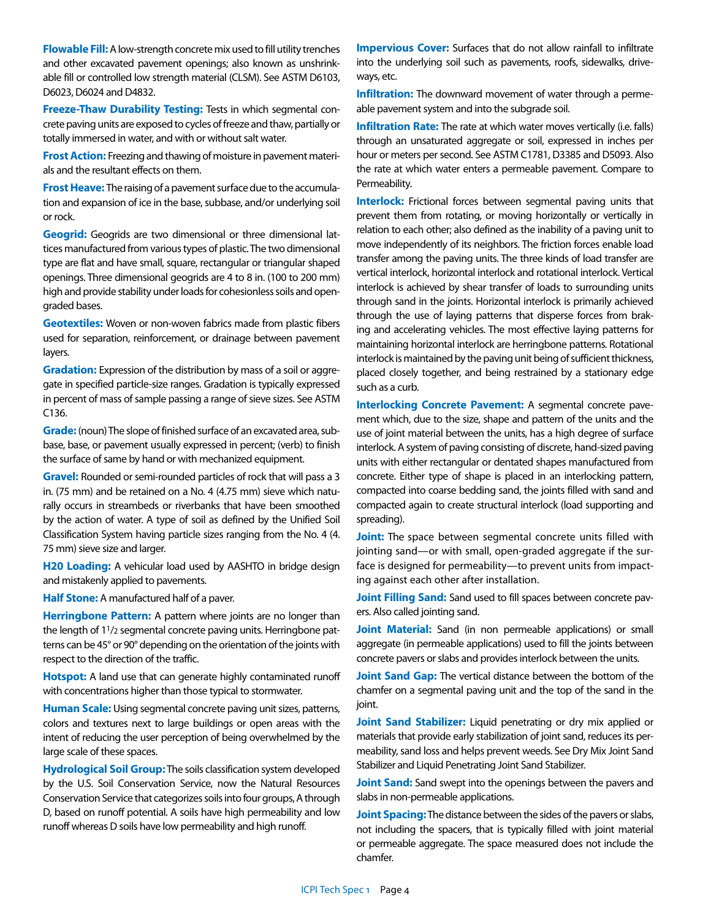**Flowable Fill:** A low-strength concrete mix used to fill utility trenches and other excavated pavement openings; also known as unshrinkable fill or controlled low strength material (CLSM). See ASTM D6103, D6023, D6024 and D4832.

**Freeze-Thaw Durability Testing:** Tests in which segmental concrete paving units are exposed to cycles of freeze and thaw, partially or totally immersed in water, and with or without salt water.

**Frost Action:** Freezing and thawing of moisture in pavement materials and the resultant effects on them.

**Frost Heave:** The raising of a pavement surface due to the accumulation and expansion of ice in the base, subbase, and/or underlying soil or rock.

**Geogrid:** Geogrids are two dimensional or three dimensional lattices manufactured from various types of plastic. The two dimensional type are flat and have small, square, rectangular or triangular shaped openings. Three dimensional geogrids are 4 to 8 in. (100 to 200 mm) high and provide stability under loads for cohesionless soils and open-graded bases.

**Geotextiles:** Woven or non-woven fabrics made from plastic fibers used for separation, reinforcement, or drainage between pavement layers.

**Gradation:** Expression of the distribution by mass of a soil or aggregate in specified particle-size ranges. Gradation is typically expressed in percent of mass of sample passing a range of sieve sizes. See ASTM C136.

**Grade:** (noun) The slope of finished surface of an excavated area, subbase, base, or pavement usually expressed in percent; (verb) to finish the surface of same by hand or with mechanized equipment.

**Gravel:** Rounded or semi-rounded particles of rock that will pass a 3 in. (75 mm) and be retained on a No. 4 (4.75 mm) sieve which naturally occurs in streambeds or riverbanks that have been smoothed by the action of water. A type of soil as defined by the Unified Soil Classification System having particle sizes ranging from the No. 4 (4. 75 mm) sieve size and larger.

**H20 Loading:** A vehicular load used by AASHTO in bridge design and mistakenly applied to pavements.

**Half Stone:** A manufactured half of a paver.

**Herringbone Pattern:** A pattern where joints are no longer than the length of 1$\frac{1}{2}$ segmental concrete paving units. Herringbone patterns can be 45° or 90° depending on the orientation of the joints with respect to the direction of the traffic.

**Hotspot:** A land use that can generate highly contaminated runoff with concentrations higher than those typical to stormwater.

**Human Scale:** Using segmental concrete paving unit sizes, patterns, colors and textures next to large buildings or open areas with the intent of reducing the user perception of being overwhelmed by the large scale of these spaces.

**Hydrological Soil Group:** The soils classification system developed by the U.S. Soil Conservation Service, now the Natural Resources Conservation Service that categorizes soils into four groups, A through D, based on runoff potential. A soils have high permeability and low runoff whereas D soils have low permeability and high runoff.

**Impervious Cover:** Surfaces that do not allow rainfall to infiltrate into the underlying soil such as pavements, roofs, sidewalks, driveways, etc.

**Infiltration:** The downward movement of water through a permeable pavement system and into the subgrade soil.

**Infiltration Rate:** The rate at which water moves vertically (i.e. falls) through an unsaturated aggregate or soil, expressed in inches per hour or meters per second. See ASTM C1781, D3385 and D5093. Also the rate at which water enters a permeable pavement. Compare to Permeability.

**Interlock:** Frictional forces between segmental paving units that prevent them from rotating, or moving horizontally or vertically in relation to each other; also defined as the inability of a paving unit to move independently of its neighbors. The friction forces enable load transfer among the paving units. The three kinds of load transfer are vertical interlock, horizontal interlock and rotational interlock. Vertical interlock is achieved by shear transfer of loads to surrounding units through sand in the joints. Horizontal interlock is primarily achieved through the use of laying patterns that disperse forces from braking and accelerating vehicles. The most effective laying patterns for maintaining horizontal interlock are herringbone patterns. Rotational interlock is maintained by the paving unit being of sufficient thickness, placed closely together, and being restrained by a stationary edge such as a curb.

**Interlocking Concrete Pavement:** A segmental concrete pavement which, due to the size, shape and pattern of the units and the use of joint material between the units, has a high degree of surface interlock. A system of paving consisting of discrete, hand-sized paving units with either rectangular or dentated shapes manufactured from concrete. Either type of shape is placed in an interlocking pattern, compacted into coarse bedding sand, the joints filled with sand and compacted again to create structural interlock (load supporting and spreading).

**Joint:** The space between segmental concrete units filled with jointing sand—or with small, open-graded aggregate if the surface is designed for permeability—to prevent units from impacting against each other after installation.

**Joint Filling Sand:** Sand used to fill spaces between concrete pavers. Also called jointing sand.

**Joint Material:** Sand (in non permeable applications) or small aggregate (in permeable applications) used to fill the joints between concrete pavers or slabs and provides interlock between the units.

**Joint Sand Gap:** The vertical distance between the bottom of the chamfer on a segmental paving unit and the top of the sand in the joint.

**Joint Sand Stabilizer:** Liquid penetrating or dry mix applied or materials that provide early stabilization of joint sand, reduces its permeability, sand loss and helps prevent weeds. See Dry Mix Joint Sand Stabilizer and Liquid Penetrating Joint Sand Stabilizer.

**Joint Sand:** Sand swept into the openings between the pavers and slabs in non-permeable applications.

**Joint Spacing:** The distance between the sides of the pavers or slabs, not including the spacers, that is typically filled with joint material or permeable aggregate. The space measured does not include the chamfer.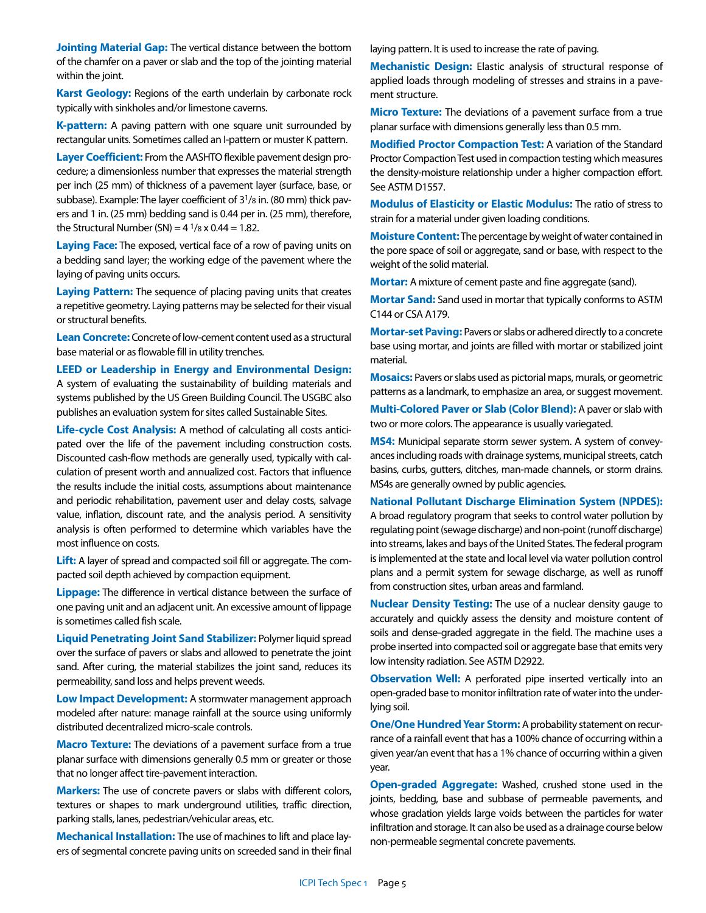**Jointing Material Gap:** The vertical distance between the bottom of the chamfer on a paver or slab and the top of the jointing material within the joint.

**Karst Geology:** Regions of the earth underlain by carbonate rock typically with sinkholes and/or limestone caverns.

**K-pattern:** A paving pattern with one square unit surrounded by rectangular units. Sometimes called an I-pattern or muster K pattern.

**Layer Coefficient:** From the AASHTO flexible pavement design procedure; a dimensionless number that expresses the material strength per inch (25 mm) of thickness of a pavement layer (surface, base, or subbase). Example: The layer coefficient of $3^1/_8$ in. (80 mm) thick pavers and 1 in. (25 mm) bedding sand is 0.44 per in. (25 mm), therefore, the Structural Number (SN) = $4\ ^1/_8 \times 0.44 = 1.82$.

**Laying Face:** The exposed, vertical face of a row of paving units on a bedding sand layer; the working edge of the pavement where the laying of paving units occurs.

**Laying Pattern:** The sequence of placing paving units that creates a repetitive geometry. Laying patterns may be selected for their visual or structural benefits.

**Lean Concrete:** Concrete of low-cement content used as a structural base material or as flowable fill in utility trenches.

**LEED or Leadership in Energy and Environmental Design:** A system of evaluating the sustainability of building materials and systems published by the US Green Building Council. The USGBC also publishes an evaluation system for sites called Sustainable Sites.

**Life-cycle Cost Analysis:** A method of calculating all costs anticipated over the life of the pavement including construction costs. Discounted cash-flow methods are generally used, typically with calculation of present worth and annualized cost. Factors that influence the results include the initial costs, assumptions about maintenance and periodic rehabilitation, pavement user and delay costs, salvage value, inflation, discount rate, and the analysis period. A sensitivity analysis is often performed to determine which variables have the most influence on costs.

**Lift:** A layer of spread and compacted soil fill or aggregate. The compacted soil depth achieved by compaction equipment.

**Lippage:** The difference in vertical distance between the surface of one paving unit and an adjacent unit. An excessive amount of lippage is sometimes called fish scale.

**Liquid Penetrating Joint Sand Stabilizer:** Polymer liquid spread over the surface of pavers or slabs and allowed to penetrate the joint sand. After curing, the material stabilizes the joint sand, reduces its permeability, sand loss and helps prevent weeds.

**Low Impact Development:** A stormwater management approach modeled after nature: manage rainfall at the source using uniformly distributed decentralized micro-scale controls.

**Macro Texture:** The deviations of a pavement surface from a true planar surface with dimensions generally 0.5 mm or greater or those that no longer affect tire-pavement interaction.

**Markers:** The use of concrete pavers or slabs with different colors, textures or shapes to mark underground utilities, traffic direction, parking stalls, lanes, pedestrian/vehicular areas, etc.

**Mechanical Installation:** The use of machines to lift and place layers of segmental concrete paving units on screeded sand in their final laying pattern. It is used to increase the rate of paving.

**Mechanistic Design:** Elastic analysis of structural response of applied loads through modeling of stresses and strains in a pavement structure.

**Micro Texture:** The deviations of a pavement surface from a true planar surface with dimensions generally less than 0.5 mm.

**Modified Proctor Compaction Test:** A variation of the Standard Proctor Compaction Test used in compaction testing which measures the density-moisture relationship under a higher compaction effort. See ASTM D1557.

**Modulus of Elasticity or Elastic Modulus:** The ratio of stress to strain for a material under given loading conditions.

**Moisture Content:** The percentage by weight of water contained in the pore space of soil or aggregate, sand or base, with respect to the weight of the solid material.

**Mortar:** A mixture of cement paste and fine aggregate (sand).

**Mortar Sand:** Sand used in mortar that typically conforms to ASTM C144 or CSA A179.

**Mortar-set Paving:** Pavers or slabs or adhered directly to a concrete base using mortar, and joints are filled with mortar or stabilized joint material.

**Mosaics:** Pavers or slabs used as pictorial maps, murals, or geometric patterns as a landmark, to emphasize an area, or suggest movement.

**Multi-Colored Paver or Slab (Color Blend):** A paver or slab with two or more colors. The appearance is usually variegated.

**MS4:** Municipal separate storm sewer system. A system of conveyances including roads with drainage systems, municipal streets, catch basins, curbs, gutters, ditches, man-made channels, or storm drains. MS4s are generally owned by public agencies.

**National Pollutant Discharge Elimination System (NPDES):** A broad regulatory program that seeks to control water pollution by regulating point (sewage discharge) and non-point (runoff discharge) into streams, lakes and bays of the United States. The federal program is implemented at the state and local level via water pollution control plans and a permit system for sewage discharge, as well as runoff from construction sites, urban areas and farmland.

**Nuclear Density Testing:** The use of a nuclear density gauge to accurately and quickly assess the density and moisture content of soils and dense-graded aggregate in the field. The machine uses a probe inserted into compacted soil or aggregate base that emits very low intensity radiation. See ASTM D2922.

**Observation Well:** A perforated pipe inserted vertically into an open-graded base to monitor infiltration rate of water into the underlying soil.

**One/One Hundred Year Storm:** A probability statement on recurrance of a rainfall event that has a 100% chance of occurring within a given year/an event that has a 1% chance of occurring within a given year.

**Open-graded Aggregate:** Washed, crushed stone used in the joints, bedding, base and subbase of permeable pavements, and whose gradation yields large voids between the particles for water infiltration and storage. It can also be used as a drainage course below non-permeable segmental concrete pavements.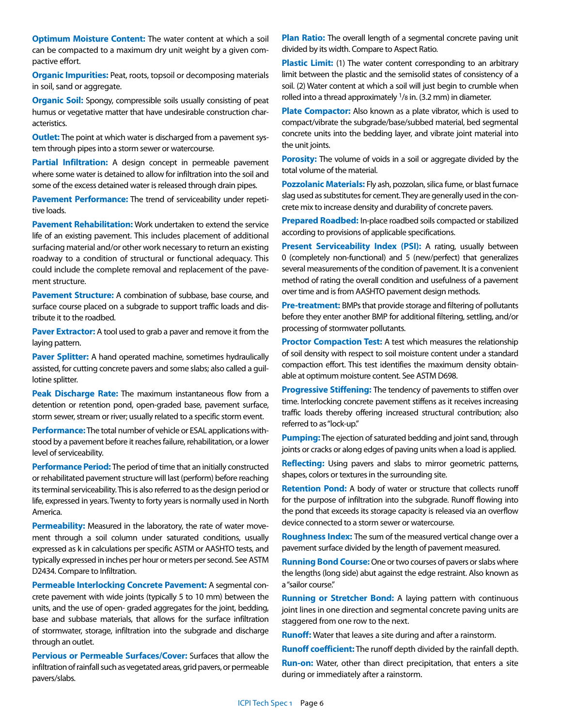**Optimum Moisture Content:** The water content at which a soil can be compacted to a maximum dry unit weight by a given compactive effort.

**Organic Impurities:** Peat, roots, topsoil or decomposing materials in soil, sand or aggregate.

**Organic Soil:** Spongy, compressible soils usually consisting of peat humus or vegetative matter that have undesirable construction characteristics.

**Outlet:** The point at which water is discharged from a pavement system through pipes into a storm sewer or watercourse.

**Partial Infiltration:** A design concept in permeable pavement where some water is detained to allow for infiltration into the soil and some of the excess detained water is released through drain pipes.

**Pavement Performance:** The trend of serviceability under repetitive loads.

**Pavement Rehabilitation:** Work undertaken to extend the service life of an existing pavement. This includes placement of additional surfacing material and/or other work necessary to return an existing roadway to a condition of structural or functional adequacy. This could include the complete removal and replacement of the pavement structure.

**Pavement Structure:** A combination of subbase, base course, and surface course placed on a subgrade to support traffic loads and distribute it to the roadbed.

**Paver Extractor:** A tool used to grab a paver and remove it from the laying pattern.

**Paver Splitter:** A hand operated machine, sometimes hydraulically assisted, for cutting concrete pavers and some slabs; also called a guillotine splitter.

**Peak Discharge Rate:** The maximum instantaneous flow from a detention or retention pond, open-graded base, pavement surface, storm sewer, stream or river; usually related to a specific storm event.

**Performance:** The total number of vehicle or ESAL applications withstood by a pavement before it reaches failure, rehabilitation, or a lower level of serviceability.

**Performance Period:** The period of time that an initially constructed or rehabilitated pavement structure will last (perform) before reaching its terminal serviceability. This is also referred to as the design period or life, expressed in years. Twenty to forty years is normally used in North America.

**Permeability:** Measured in the laboratory, the rate of water movement through a soil column under saturated conditions, usually expressed as k in calculations per specific ASTM or AASHTO tests, and typically expressed in inches per hour or meters per second. See ASTM D2434. Compare to Infiltration.

**Permeable Interlocking Concrete Pavement:** A segmental concrete pavement with wide joints (typically 5 to 10 mm) between the units, and the use of open- graded aggregates for the joint, bedding, base and subbase materials, that allows for the surface infiltration of stormwater, storage, infiltration into the subgrade and discharge through an outlet.

**Pervious or Permeable Surfaces/Cover:** Surfaces that allow the infiltration of rainfall such as vegetated areas, grid pavers, or permeable pavers/slabs.

**Plan Ratio:** The overall length of a segmental concrete paving unit divided by its width. Compare to Aspect Ratio.

**Plastic Limit:** (1) The water content corresponding to an arbitrary limit between the plastic and the semisolid states of consistency of a soil. (2) Water content at which a soil will just begin to crumble when rolled into a thread approximately 1/8 in. (3.2 mm) in diameter.

**Plate Compactor:** Also known as a plate vibrator, which is used to compact/vibrate the subgrade/base/subbed material, bed segmental concrete units into the bedding layer, and vibrate joint material into the unit joints.

**Porosity:** The volume of voids in a soil or aggregate divided by the total volume of the material.

**Pozzolanic Materials:** Fly ash, pozzolan, silica fume, or blast furnace slag used as substitutes for cement. They are generally used in the concrete mix to increase density and durability of concrete pavers.

**Prepared Roadbed:** In-place roadbed soils compacted or stabilized according to provisions of applicable specifications.

**Present Serviceability Index (PSI):** A rating, usually between 0 (completely non-functional) and 5 (new/perfect) that generalizes several measurements of the condition of pavement. It is a convenient method of rating the overall condition and usefulness of a pavement over time and is from AASHTO pavement design methods.

**Pre-treatment:** BMPs that provide storage and filtering of pollutants before they enter another BMP for additional filtering, settling, and/or processing of stormwater pollutants.

**Proctor Compaction Test:** A test which measures the relationship of soil density with respect to soil moisture content under a standard compaction effort. This test identifies the maximum density obtainable at optimum moisture content. See ASTM D698.

**Progressive Stiffening:** The tendency of pavements to stiffen over time. Interlocking concrete pavement stiffens as it receives increasing traffic loads thereby offering increased structural contribution; also referred to as "lock-up."

**Pumping:** The ejection of saturated bedding and joint sand, through joints or cracks or along edges of paving units when a load is applied.

**Reflecting:** Using pavers and slabs to mirror geometric patterns, shapes, colors or textures in the surrounding site.

**Retention Pond:** A body of water or structure that collects runoff for the purpose of infiltration into the subgrade. Runoff flowing into the pond that exceeds its storage capacity is released via an overflow device connected to a storm sewer or watercourse.

**Roughness Index:** The sum of the measured vertical change over a pavement surface divided by the length of pavement measured.

**Running Bond Course:** One or two courses of pavers or slabs where the lengths (long side) abut against the edge restraint. Also known as a "sailor course."

**Running or Stretcher Bond:** A laying pattern with continuous joint lines in one direction and segmental concrete paving units are staggered from one row to the next.

**Runoff:** Water that leaves a site during and after a rainstorm.

**Runoff coefficient:** The runoff depth divided by the rainfall depth.

**Run-on:** Water, other than direct precipitation, that enters a site during or immediately after a rainstorm.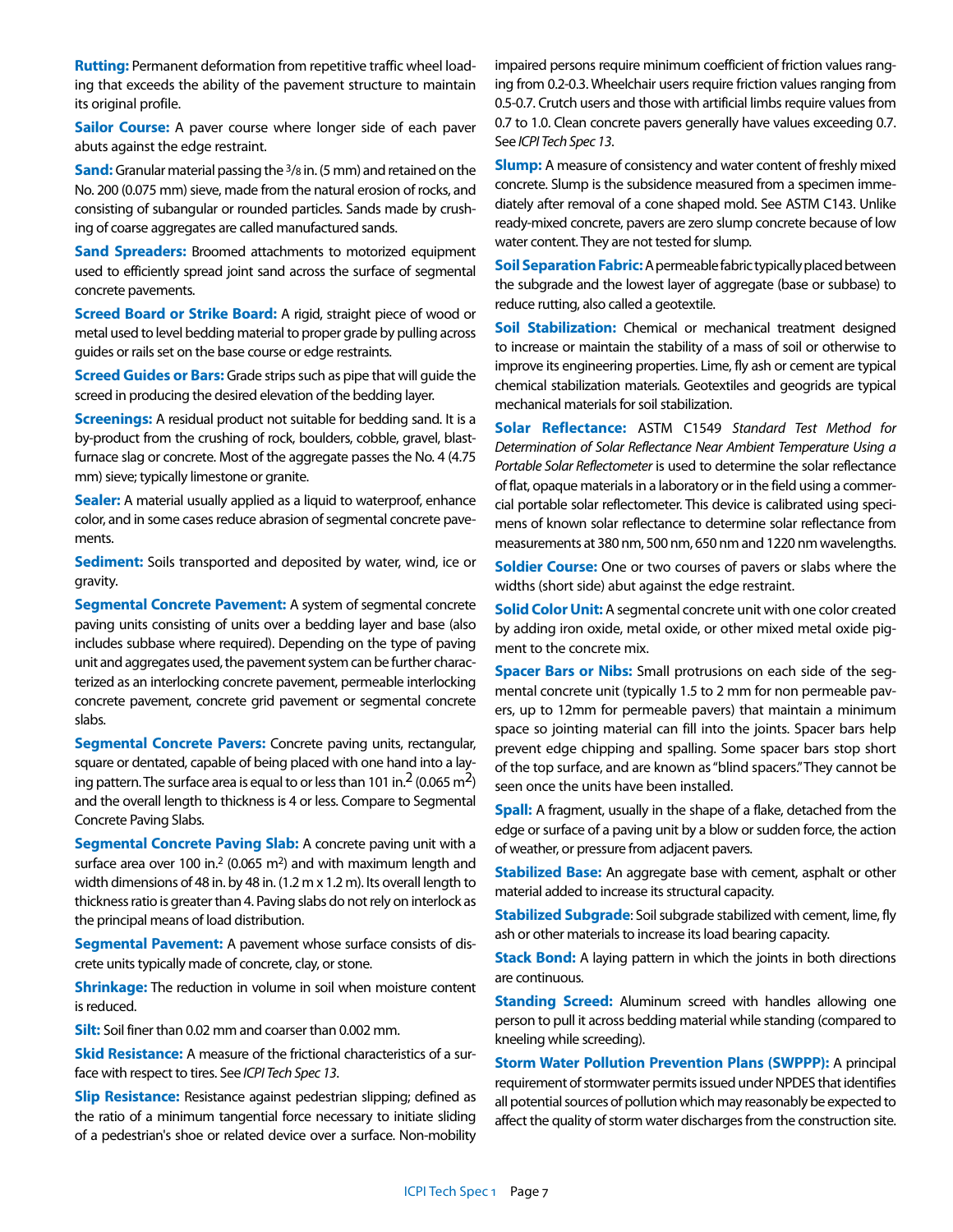**Rutting:** Permanent deformation from repetitive traffic wheel loading that exceeds the ability of the pavement structure to maintain its original profile.

**Sailor Course:** A paver course where longer side of each paver abuts against the edge restraint.

**Sand:** Granular material passing the 3/8 in. (5 mm) and retained on the No. 200 (0.075 mm) sieve, made from the natural erosion of rocks, and consisting of subangular or rounded particles. Sands made by crushing of coarse aggregates are called manufactured sands.

**Sand Spreaders:** Broomed attachments to motorized equipment used to efficiently spread joint sand across the surface of segmental concrete pavements.

**Screed Board or Strike Board:** A rigid, straight piece of wood or metal used to level bedding material to proper grade by pulling across guides or rails set on the base course or edge restraints.

**Screed Guides or Bars:** Grade strips such as pipe that will guide the screed in producing the desired elevation of the bedding layer.

**Screenings:** A residual product not suitable for bedding sand. It is a by-product from the crushing of rock, boulders, cobble, gravel, blast-furnace slag or concrete. Most of the aggregate passes the No. 4 (4.75 mm) sieve; typically limestone or granite.

**Sealer:** A material usually applied as a liquid to waterproof, enhance color, and in some cases reduce abrasion of segmental concrete pavements.

**Sediment:** Soils transported and deposited by water, wind, ice or gravity.

**Segmental Concrete Pavement:** A system of segmental concrete paving units consisting of units over a bedding layer and base (also includes subbase where required). Depending on the type of paving unit and aggregates used, the pavement system can be further characterized as an interlocking concrete pavement, permeable interlocking concrete pavement, concrete grid pavement or segmental concrete slabs.

**Segmental Concrete Pavers:** Concrete paving units, rectangular, square or dentated, capable of being placed with one hand into a laying pattern. The surface area is equal to or less than 101 in.$^2$ (0.065 m$^2$) and the overall length to thickness is 4 or less. Compare to Segmental Concrete Paving Slabs.

**Segmental Concrete Paving Slab:** A concrete paving unit with a surface area over 100 in.$^2$ (0.065 m$^2$) and with maximum length and width dimensions of 48 in. by 48 in. (1.2 m x 1.2 m). Its overall length to thickness ratio is greater than 4. Paving slabs do not rely on interlock as the principal means of load distribution.

**Segmental Pavement:** A pavement whose surface consists of discrete units typically made of concrete, clay, or stone.

**Shrinkage:** The reduction in volume in soil when moisture content is reduced.

**Silt:** Soil finer than 0.02 mm and coarser than 0.002 mm.

**Skid Resistance:** A measure of the frictional characteristics of a surface with respect to tires. See *ICPI Tech Spec 13*.

**Slip Resistance:** Resistance against pedestrian slipping; defined as the ratio of a minimum tangential force necessary to initiate sliding of a pedestrian's shoe or related device over a surface. Non-mobility impaired persons require minimum coefficient of friction values ranging from 0.2-0.3. Wheelchair users require friction values ranging from 0.5-0.7. Crutch users and those with artificial limbs require values from 0.7 to 1.0. Clean concrete pavers generally have values exceeding 0.7. See *ICPI Tech Spec 13*.

**Slump:** A measure of consistency and water content of freshly mixed concrete. Slump is the subsidence measured from a specimen immediately after removal of a cone shaped mold. See ASTM C143. Unlike ready-mixed concrete, pavers are zero slump concrete because of low water content. They are not tested for slump.

**Soil Separation Fabric:** A permeable fabric typically placed between the subgrade and the lowest layer of aggregate (base or subbase) to reduce rutting, also called a geotextile.

**Soil Stabilization:** Chemical or mechanical treatment designed to increase or maintain the stability of a mass of soil or otherwise to improve its engineering properties. Lime, fly ash or cement are typical chemical stabilization materials. Geotextiles and geogrids are typical mechanical materials for soil stabilization.

**Solar Reflectance:** ASTM C1549 *Standard Test Method for Determination of Solar Reflectance Near Ambient Temperature Using a Portable Solar Reflectometer* is used to determine the solar reflectance of flat, opaque materials in a laboratory or in the field using a commercial portable solar reflectometer. This device is calibrated using specimens of known solar reflectance to determine solar reflectance from measurements at 380 nm, 500 nm, 650 nm and 1220 nm wavelengths.

**Soldier Course:** One or two courses of pavers or slabs where the widths (short side) abut against the edge restraint.

**Solid Color Unit:** A segmental concrete unit with one color created by adding iron oxide, metal oxide, or other mixed metal oxide pigment to the concrete mix.

**Spacer Bars or Nibs:** Small protrusions on each side of the segmental concrete unit (typically 1.5 to 2 mm for non permeable pavers, up to 12mm for permeable pavers) that maintain a minimum space so jointing material can fill into the joints. Spacer bars help prevent edge chipping and spalling. Some spacer bars stop short of the top surface, and are known as "blind spacers." They cannot be seen once the units have been installed.

**Spall:** A fragment, usually in the shape of a flake, detached from the edge or surface of a paving unit by a blow or sudden force, the action of weather, or pressure from adjacent pavers.

**Stabilized Base:** An aggregate base with cement, asphalt or other material added to increase its structural capacity.

**Stabilized Subgrade**: Soil subgrade stabilized with cement, lime, fly ash or other materials to increase its load bearing capacity.

**Stack Bond:** A laying pattern in which the joints in both directions are continuous.

**Standing Screed:** Aluminum screed with handles allowing one person to pull it across bedding material while standing (compared to kneeling while screeding).

**Storm Water Pollution Prevention Plans (SWPPP):** A principal requirement of stormwater permits issued under NPDES that identifies all potential sources of pollution which may reasonably be expected to affect the quality of storm water discharges from the construction site.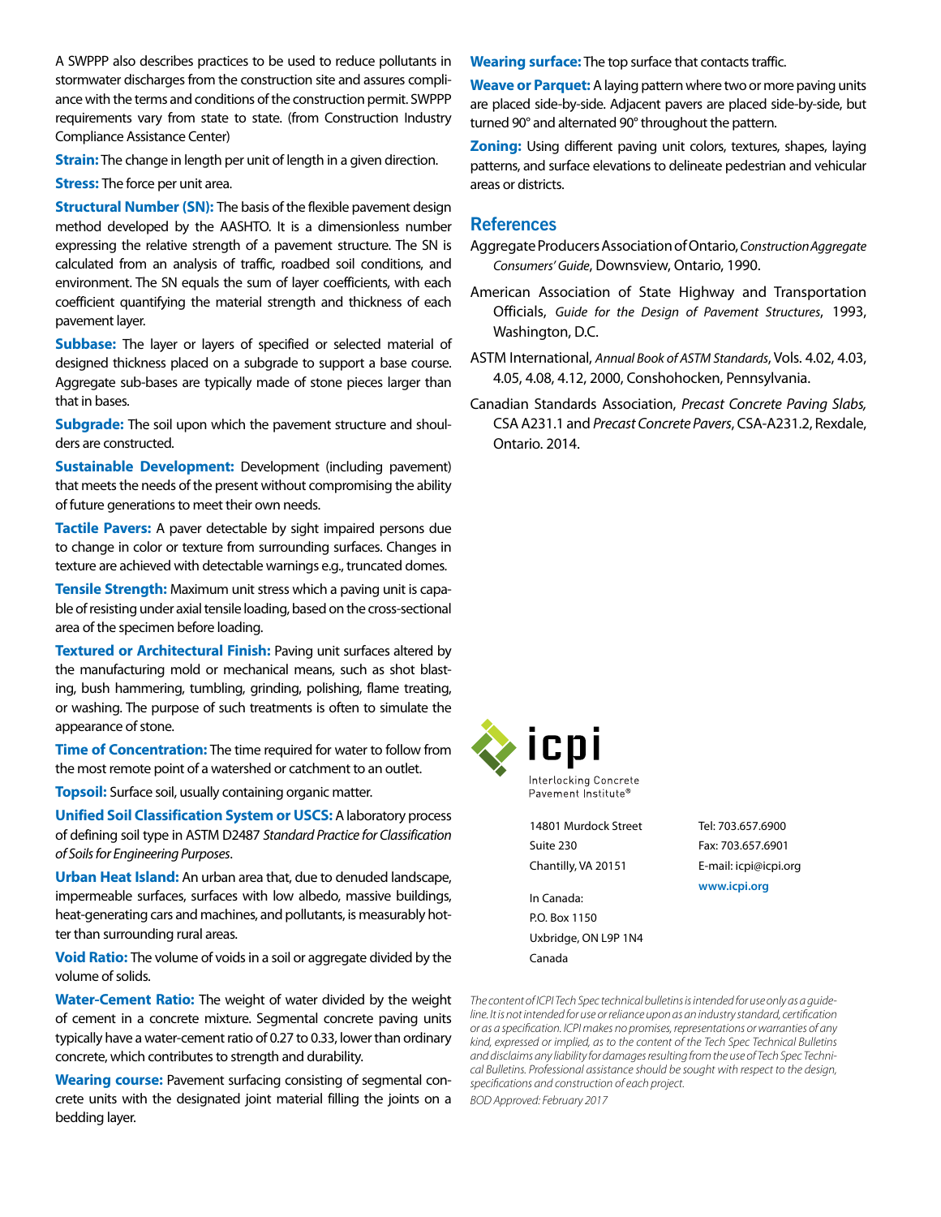A SWPPP also describes practices to be used to reduce pollutants in stormwater discharges from the construction site and assures compliance with the terms and conditions of the construction permit. SWPPP requirements vary from state to state. (from Construction Industry Compliance Assistance Center)

**Strain:** The change in length per unit of length in a given direction.

**Stress:** The force per unit area.

**Structural Number (SN):** The basis of the flexible pavement design method developed by the AASHTO. It is a dimensionless number expressing the relative strength of a pavement structure. The SN is calculated from an analysis of traffic, roadbed soil conditions, and environment. The SN equals the sum of layer coefficients, with each coefficient quantifying the material strength and thickness of each pavement layer.

**Subbase:** The layer or layers of specified or selected material of designed thickness placed on a subgrade to support a base course. Aggregate sub-bases are typically made of stone pieces larger than that in bases.

**Subgrade:** The soil upon which the pavement structure and shoulders are constructed.

**Sustainable Development:** Development (including pavement) that meets the needs of the present without compromising the ability of future generations to meet their own needs.

**Tactile Pavers:** A paver detectable by sight impaired persons due to change in color or texture from surrounding surfaces. Changes in texture are achieved with detectable warnings e.g., truncated domes.

**Tensile Strength:** Maximum unit stress which a paving unit is capable of resisting under axial tensile loading, based on the cross-sectional area of the specimen before loading.

**Textured or Architectural Finish:** Paving unit surfaces altered by the manufacturing mold or mechanical means, such as shot blasting, bush hammering, tumbling, grinding, polishing, flame treating, or washing. The purpose of such treatments is often to simulate the appearance of stone.

**Time of Concentration:** The time required for water to follow from the most remote point of a watershed or catchment to an outlet.

**Topsoil:** Surface soil, usually containing organic matter.

**Unified Soil Classification System or USCS:** A laboratory process of defining soil type in ASTM D2487 *Standard Practice for Classification of Soils for Engineering Purposes*.

**Urban Heat Island:** An urban area that, due to denuded landscape, impermeable surfaces, surfaces with low albedo, massive buildings, heat-generating cars and machines, and pollutants, is measurably hotter than surrounding rural areas.

**Void Ratio:** The volume of voids in a soil or aggregate divided by the volume of solids.

**Water-Cement Ratio:** The weight of water divided by the weight of cement in a concrete mixture. Segmental concrete paving units typically have a water-cement ratio of 0.27 to 0.33, lower than ordinary concrete, which contributes to strength and durability.

**Wearing course:** Pavement surfacing consisting of segmental concrete units with the designated joint material filling the joints on a bedding layer.

**Wearing surface:** The top surface that contacts traffic.

**Weave or Parquet:** A laying pattern where two or more paving units are placed side-by-side. Adjacent pavers are placed side-by-side, but turned 90° and alternated 90° throughout the pattern.

**Zoning:** Using different paving unit colors, textures, shapes, laying patterns, and surface elevations to delineate pedestrian and vehicular areas or districts.

## References

Aggregate Producers Association of Ontario, *Construction Aggregate Consumers' Guide*, Downsview, Ontario, 1990.

American Association of State Highway and Transportation Officials, *Guide for the Design of Pavement Structures*, 1993, Washington, D.C.

ASTM International, *Annual Book of ASTM Standards*, Vols. 4.02, 4.03, 4.05, 4.08, 4.12, 2000, Conshohocken, Pennsylvania.

Canadian Standards Association, *Precast Concrete Paving Slabs,* CSA A231.1 and *Precast Concrete Pavers*, CSA-A231.2, Rexdale, Ontario. 2014.

icpi
Interlocking Concrete Pavement Institute®

14801 Murdock Street
Suite 230
Chantilly, VA 20151

In Canada:
P.O. Box 1150
Uxbridge, ON L9P 1N4
Canada

Tel: 703.657.6900
Fax: 703.657.6901
E-mail: icpi@icpi.org
www.icpi.org

*The content of ICPI Tech Spec technical bulletins is intended for use only as a guideline. It is not intended for use or reliance upon as an industry standard, certification or as a specification. ICPI makes no promises, representations or warranties of any kind, expressed or implied, as to the content of the Tech Spec Technical Bulletins and disclaims any liability for damages resulting from the use of Tech Spec Technical Bulletins. Professional assistance should be sought with respect to the design, specifications and construction of each project.*

*BOD Approved: February 2017*